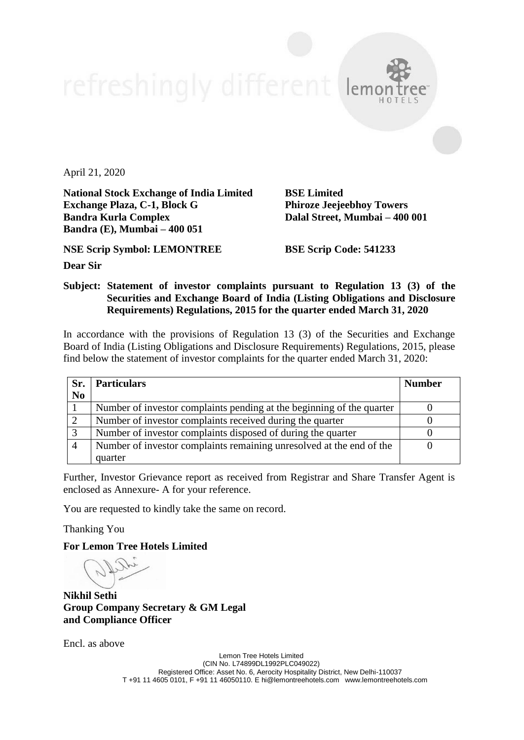refreshingly different

April 21, 2020

**National Stock Exchange of India Limited**
**Exchange Plaza, C-1, Block G**
**Bandra Kurla Complex**
**Bandra (E), Mumbai – 400 051**

**BSE Limited**
**Phiroze Jeejeebhoy Towers**
**Dalal Street, Mumbai – 400 001**

**NSE Scrip Symbol: LEMONTREE**

**BSE Scrip Code: 541233**

**Dear Sir**

**Subject: Statement of investor complaints pursuant to Regulation 13 (3) of the Securities and Exchange Board of India (Listing Obligations and Disclosure Requirements) Regulations, 2015 for the quarter ended March 31, 2020**

In accordance with the provisions of Regulation 13 (3) of the Securities and Exchange Board of India (Listing Obligations and Disclosure Requirements) Regulations, 2015, please find below the statement of investor complaints for the quarter ended March 31, 2020:

| Sr. No | Particulars | Number |
|---|---|---|
| 1 | Number of investor complaints pending at the beginning of the quarter | 0 |
| 2 | Number of investor complaints received during the quarter | 0 |
| 3 | Number of investor complaints disposed of during the quarter | 0 |
| 4 | Number of investor complaints remaining unresolved at the end of the quarter | 0 |

Further, Investor Grievance report as received from Registrar and Share Transfer Agent is enclosed as Annexure- A for your reference.

You are requested to kindly take the same on record.

Thanking You

**For Lemon Tree Hotels Limited**

**Nikhil Sethi**
**Group Company Secretary & GM Legal and Compliance Officer**

Encl. as above

Lemon Tree Hotels Limited
(CIN No. L74899DL1992PLC049022)
Registered Office: Asset No. 6, Aerocity Hospitality District, New Delhi-110037
T +91 11 4605 0101, F +91 11 46050110. E hi@lemontreehotels.com www.lemontreehotels.com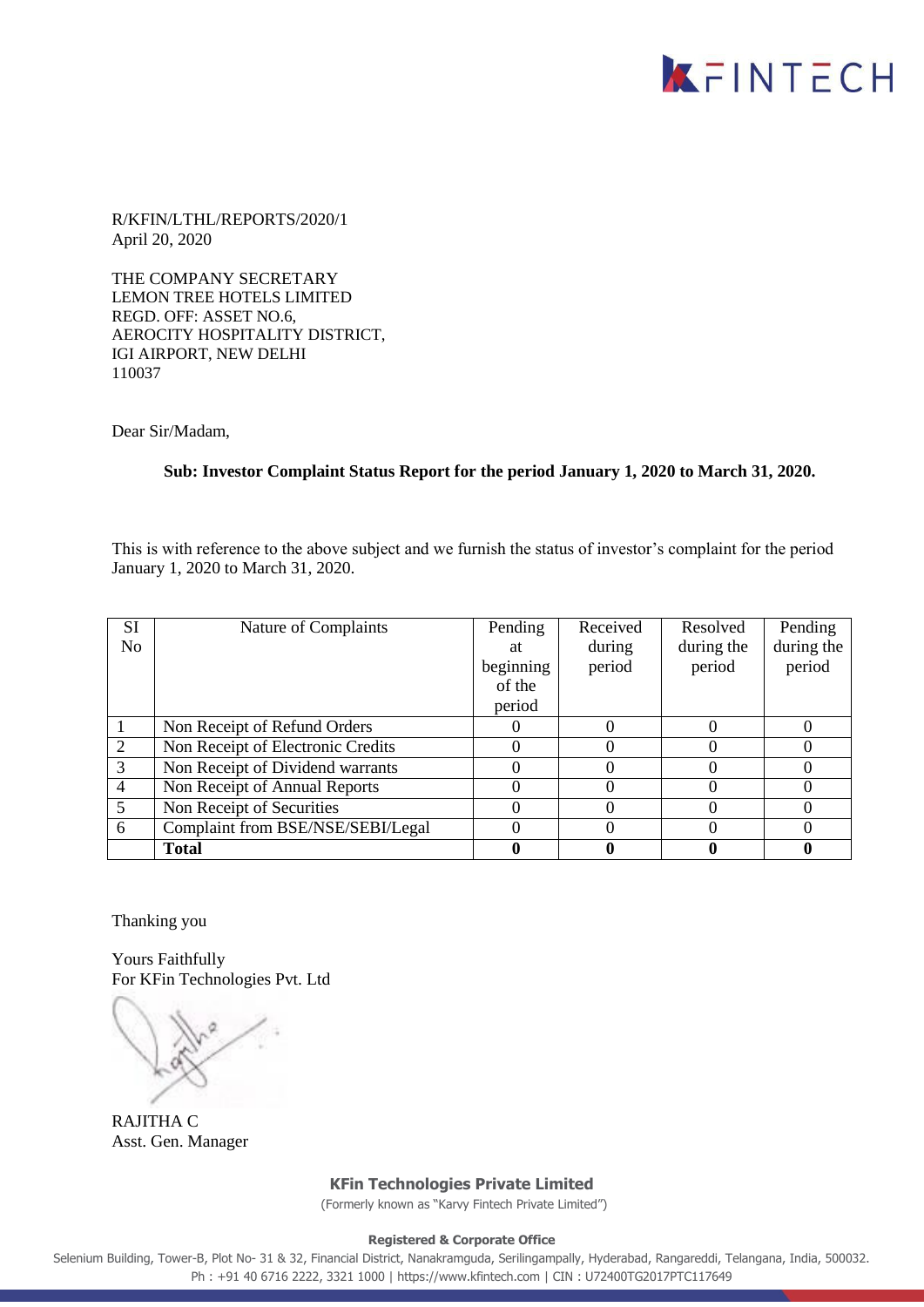KFINTECH

R/KFIN/LTHL/REPORTS/2020/1
April 20, 2020

THE COMPANY SECRETARY
LEMON TREE HOTELS LIMITED
REGD. OFF: ASSET NO.6,
AEROCITY HOSPITALITY DISTRICT,
IGI AIRPORT, NEW DELHI
110037

Dear Sir/Madam,

**Sub: Investor Complaint Status Report for the period January 1, 2020 to March 31, 2020.**

This is with reference to the above subject and we furnish the status of investor's complaint for the period January 1, 2020 to March 31, 2020.

| SI No | Nature of Complaints | Pending at beginning of the period | Received during period | Resolved during the period | Pending during the period |
|---|---|---|---|---|---|
| 1 | Non Receipt of Refund Orders | 0 | 0 | 0 | 0 |
| 2 | Non Receipt of Electronic Credits | 0 | 0 | 0 | 0 |
| 3 | Non Receipt of Dividend warrants | 0 | 0 | 0 | 0 |
| 4 | Non Receipt of Annual Reports | 0 | 0 | 0 | 0 |
| 5 | Non Receipt of Securities | 0 | 0 | 0 | 0 |
| 6 | Complaint from BSE/NSE/SEBI/Legal | 0 | 0 | 0 | 0 |
| | **Total** | **0** | **0** | **0** | **0** |

Thanking you

Yours Faithfully
For KFin Technologies Pvt. Ltd

RAJITHA C
Asst. Gen. Manager

**KFin Technologies Private Limited**
(Formerly known as "Karvy Fintech Private Limited")

**Registered & Corporate Office**
Selenium Building, Tower-B, Plot No- 31 & 32, Financial District, Nanakramguda, Serilingampally, Hyderabad, Rangareddi, Telangana, India, 500032.
Ph : +91 40 6716 2222, 3321 1000 | https://www.kfintech.com | CIN : U72400TG2017PTC117649